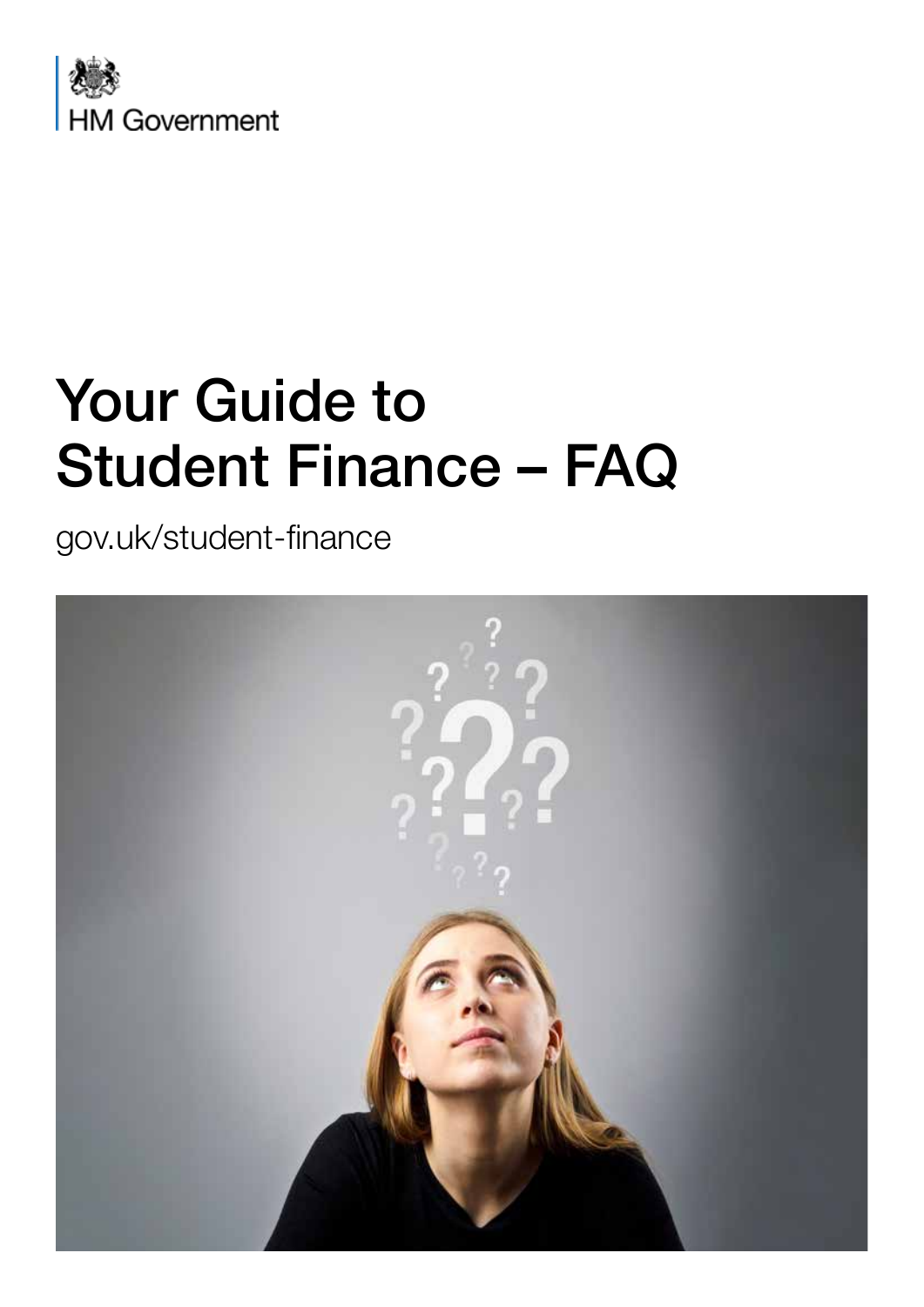HM Government

# Your Guide to Student Finance – FAQ

gov.uk/student-finance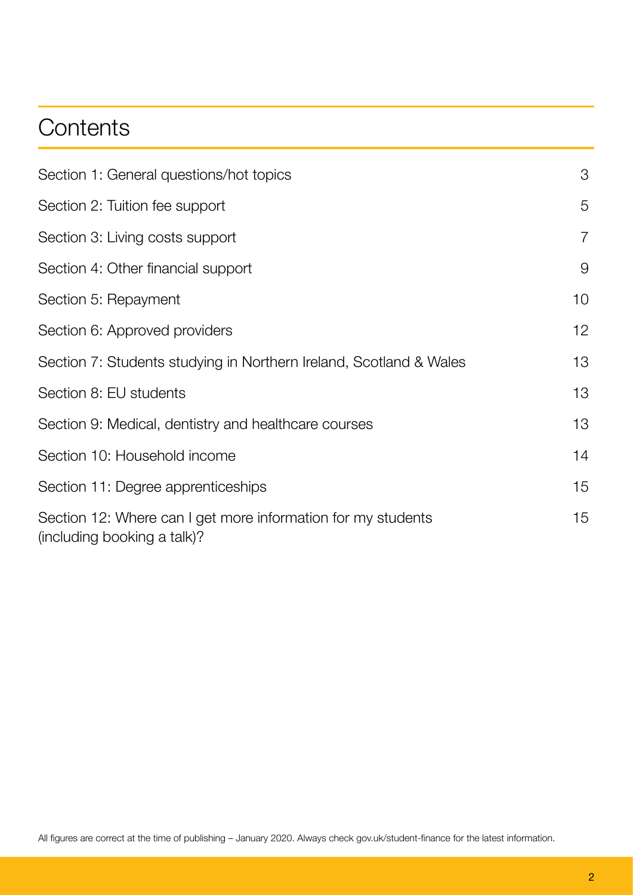# Contents

| | |
|---|---|
| Section 1: General questions/hot topics | 3 |
| Section 2: Tuition fee support | 5 |
| Section 3: Living costs support | 7 |
| Section 4: Other financial support | 9 |
| Section 5: Repayment | 10 |
| Section 6: Approved providers | 12 |
| Section 7: Students studying in Northern Ireland, Scotland & Wales | 13 |
| Section 8: EU students | 13 |
| Section 9: Medical, dentistry and healthcare courses | 13 |
| Section 10: Household income | 14 |
| Section 11: Degree apprenticeships | 15 |
| Section 12: Where can I get more information for my students (including booking a talk)? | 15 |

All figures are correct at the time of publishing – January 2020. Always check gov.uk/student-finance for the latest information.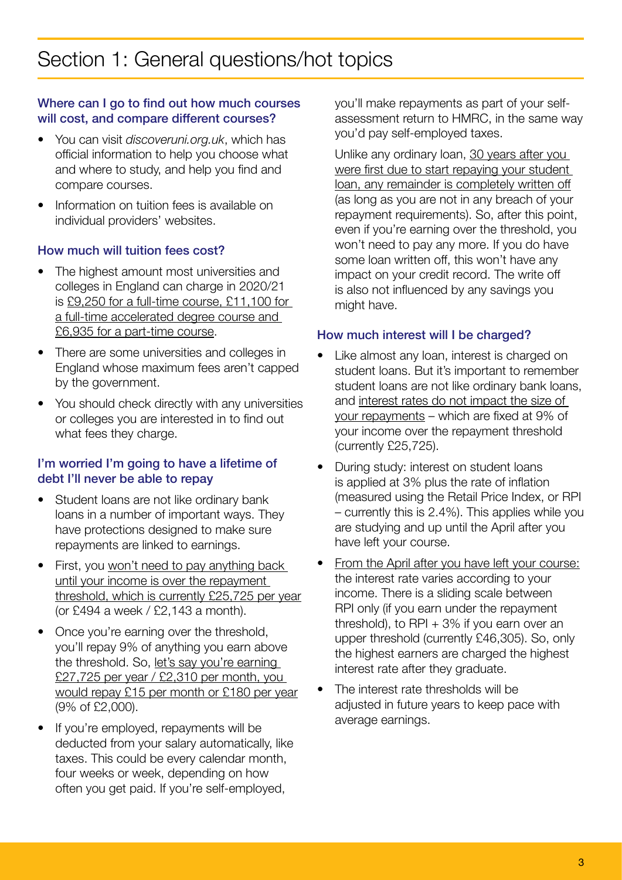# Section 1: General questions/hot topics

### Where can I go to find out how much courses will cost, and compare different courses?

- You can visit *discoveruni.org.uk*, which has official information to help you choose what and where to study, and help you find and compare courses.
- Information on tuition fees is available on individual providers' websites.

### How much will tuition fees cost?

- The highest amount most universities and colleges in England can charge in 2020/21 is £9,250 for a full-time course, £11,100 for a full-time accelerated degree course and £6,935 for a part-time course.
- There are some universities and colleges in England whose maximum fees aren't capped by the government.
- You should check directly with any universities or colleges you are interested in to find out what fees they charge.

### I'm worried I'm going to have a lifetime of debt I'll never be able to repay

- Student loans are not like ordinary bank loans in a number of important ways. They have protections designed to make sure repayments are linked to earnings.
- First, you won't need to pay anything back until your income is over the repayment threshold, which is currently £25,725 per year (or £494 a week / £2,143 a month).
- Once you're earning over the threshold, you'll repay 9% of anything you earn above the threshold. So, let's say you're earning £27,725 per year / £2,310 per month, you would repay £15 per month or £180 per year (9% of £2,000).
- If you're employed, repayments will be deducted from your salary automatically, like taxes. This could be every calendar month, four weeks or week, depending on how often you get paid. If you're self-employed, you'll make repayments as part of your self-assessment return to HMRC, in the same way you'd pay self-employed taxes.

  Unlike any ordinary loan, 30 years after you were first due to start repaying your student loan, any remainder is completely written off (as long as you are not in any breach of your repayment requirements). So, after this point, even if you're earning over the threshold, you won't need to pay any more. If you do have some loan written off, this won't have any impact on your credit record. The write off is also not influenced by any savings you might have.

### How much interest will I be charged?

- Like almost any loan, interest is charged on student loans. But it's important to remember student loans are not like ordinary bank loans, and interest rates do not impact the size of your repayments – which are fixed at 9% of your income over the repayment threshold (currently £25,725).
- During study: interest on student loans is applied at 3% plus the rate of inflation (measured using the Retail Price Index, or RPI – currently this is 2.4%). This applies while you are studying and up until the April after you have left your course.
- From the April after you have left your course: the interest rate varies according to your income. There is a sliding scale between RPI only (if you earn under the repayment threshold), to RPI + 3% if you earn over an upper threshold (currently £46,305). So, only the highest earners are charged the highest interest rate after they graduate.
- The interest rate thresholds will be adjusted in future years to keep pace with average earnings.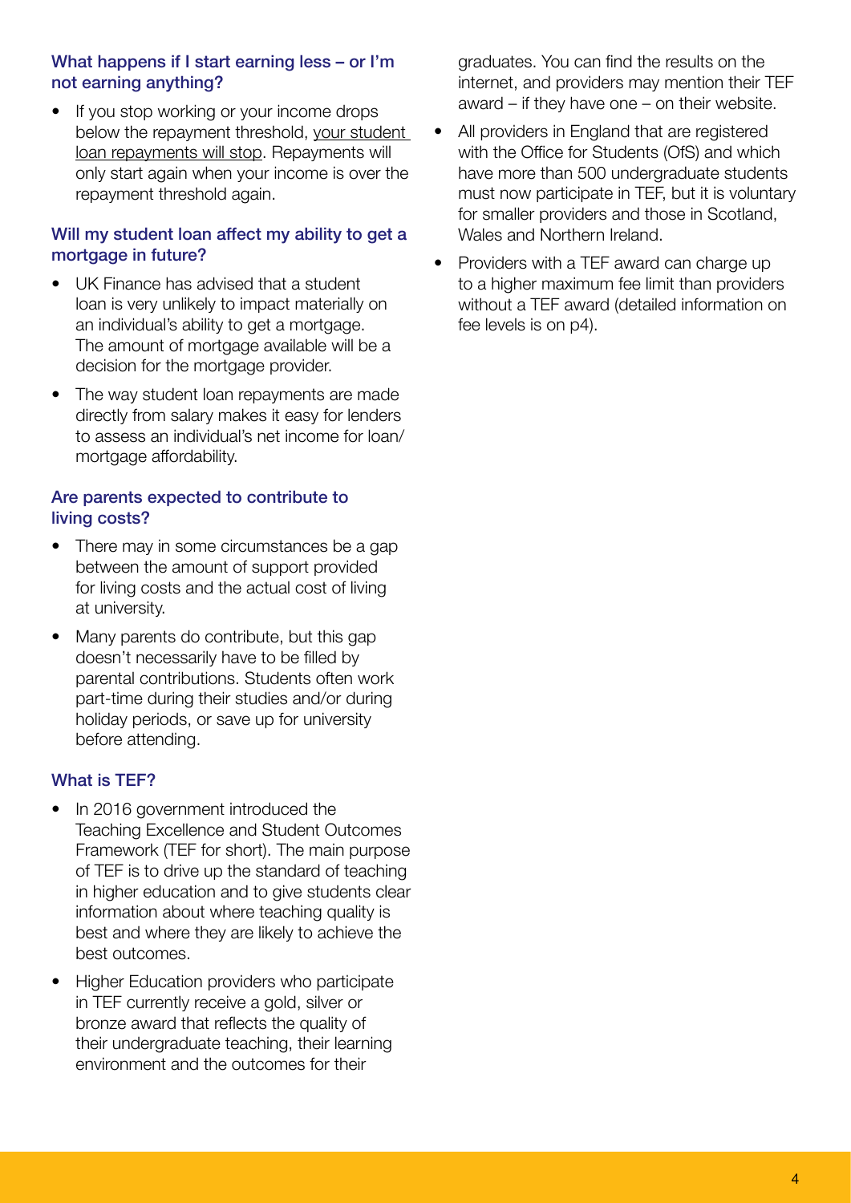### What happens if I start earning less – or I'm not earning anything?

- If you stop working or your income drops below the repayment threshold, your student loan repayments will stop. Repayments will only start again when your income is over the repayment threshold again.

### Will my student loan affect my ability to get a mortgage in future?

- UK Finance has advised that a student loan is very unlikely to impact materially on an individual's ability to get a mortgage. The amount of mortgage available will be a decision for the mortgage provider.
- The way student loan repayments are made directly from salary makes it easy for lenders to assess an individual's net income for loan/mortgage affordability.

### Are parents expected to contribute to living costs?

- There may in some circumstances be a gap between the amount of support provided for living costs and the actual cost of living at university.
- Many parents do contribute, but this gap doesn't necessarily have to be filled by parental contributions. Students often work part-time during their studies and/or during holiday periods, or save up for university before attending.

### What is TEF?

- In 2016 government introduced the Teaching Excellence and Student Outcomes Framework (TEF for short). The main purpose of TEF is to drive up the standard of teaching in higher education and to give students clear information about where teaching quality is best and where they are likely to achieve the best outcomes.
- Higher Education providers who participate in TEF currently receive a gold, silver or bronze award that reflects the quality of their undergraduate teaching, their learning environment and the outcomes for their graduates. You can find the results on the internet, and providers may mention their TEF award – if they have one – on their website.
- All providers in England that are registered with the Office for Students (OfS) and which have more than 500 undergraduate students must now participate in TEF, but it is voluntary for smaller providers and those in Scotland, Wales and Northern Ireland.
- Providers with a TEF award can charge up to a higher maximum fee limit than providers without a TEF award (detailed information on fee levels is on p4).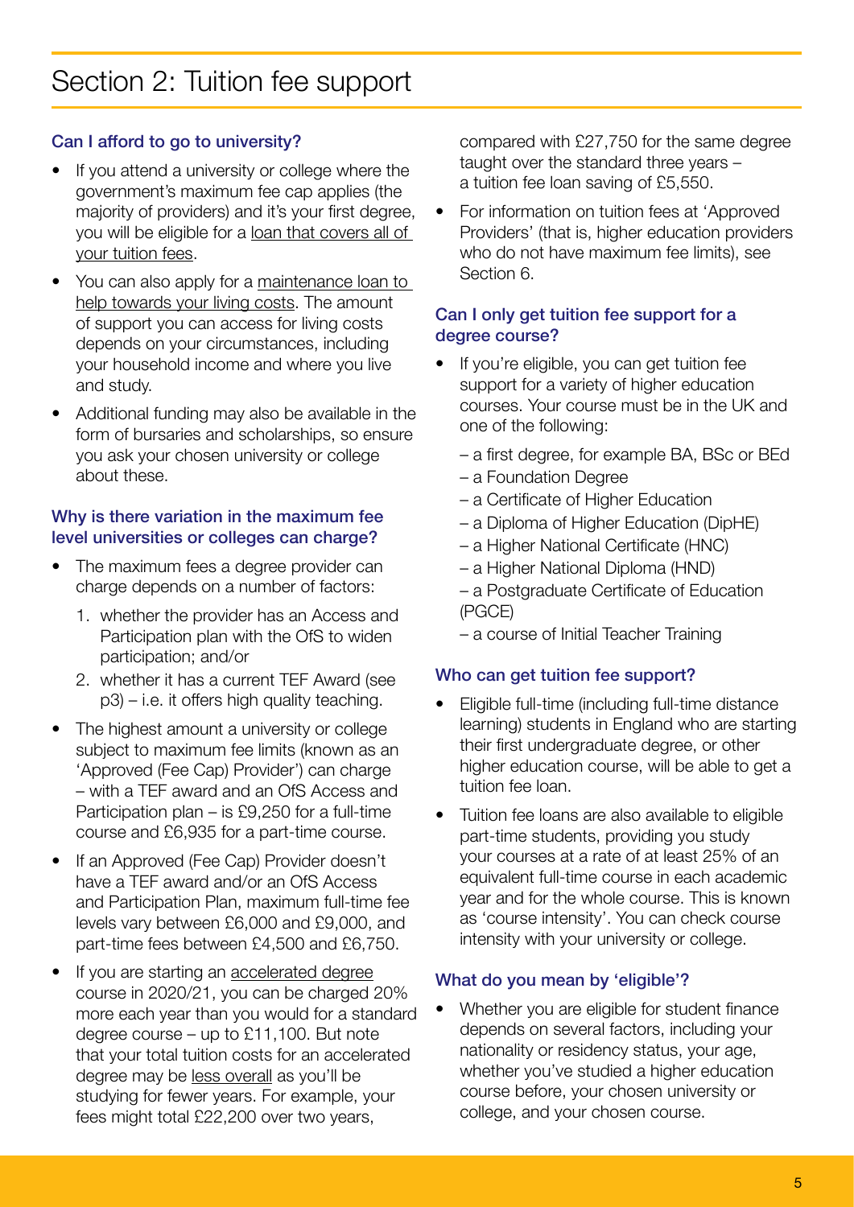# Section 2: Tuition fee support

### Can I afford to go to university?

- If you attend a university or college where the government's maximum fee cap applies (the majority of providers) and it's your first degree, you will be eligible for a loan that covers all of your tuition fees.
- You can also apply for a maintenance loan to help towards your living costs. The amount of support you can access for living costs depends on your circumstances, including your household income and where you live and study.
- Additional funding may also be available in the form of bursaries and scholarships, so ensure you ask your chosen university or college about these.

### Why is there variation in the maximum fee level universities or colleges can charge?

- The maximum fees a degree provider can charge depends on a number of factors:
  1. whether the provider has an Access and Participation plan with the OfS to widen participation; and/or
  2. whether it has a current TEF Award (see p3) – i.e. it offers high quality teaching.
- The highest amount a university or college subject to maximum fee limits (known as an 'Approved (Fee Cap) Provider') can charge – with a TEF award and an OfS Access and Participation plan – is £9,250 for a full-time course and £6,935 for a part-time course.
- If an Approved (Fee Cap) Provider doesn't have a TEF award and/or an OfS Access and Participation Plan, maximum full-time fee levels vary between £6,000 and £9,000, and part-time fees between £4,500 and £6,750.
- If you are starting an accelerated degree course in 2020/21, you can be charged 20% more each year than you would for a standard degree course – up to £11,100. But note that your total tuition costs for an accelerated degree may be less overall as you'll be studying for fewer years. For example, your fees might total £22,200 over two years, compared with £27,750 for the same degree taught over the standard three years – a tuition fee loan saving of £5,550.
- For information on tuition fees at 'Approved Providers' (that is, higher education providers who do not have maximum fee limits), see Section 6.

### Can I only get tuition fee support for a degree course?

- If you're eligible, you can get tuition fee support for a variety of higher education courses. Your course must be in the UK and one of the following:
  - a first degree, for example BA, BSc or BEd
  - a Foundation Degree
  - a Certificate of Higher Education
  - a Diploma of Higher Education (DipHE)
  - a Higher National Certificate (HNC)
  - a Higher National Diploma (HND)
  - a Postgraduate Certificate of Education (PGCE)
  - a course of Initial Teacher Training

### Who can get tuition fee support?

- Eligible full-time (including full-time distance learning) students in England who are starting their first undergraduate degree, or other higher education course, will be able to get a tuition fee loan.
- Tuition fee loans are also available to eligible part-time students, providing you study your courses at a rate of at least 25% of an equivalent full-time course in each academic year and for the whole course. This is known as 'course intensity'. You can check course intensity with your university or college.

### What do you mean by 'eligible'?

- Whether you are eligible for student finance depends on several factors, including your nationality or residency status, your age, whether you've studied a higher education course before, your chosen university or college, and your chosen course.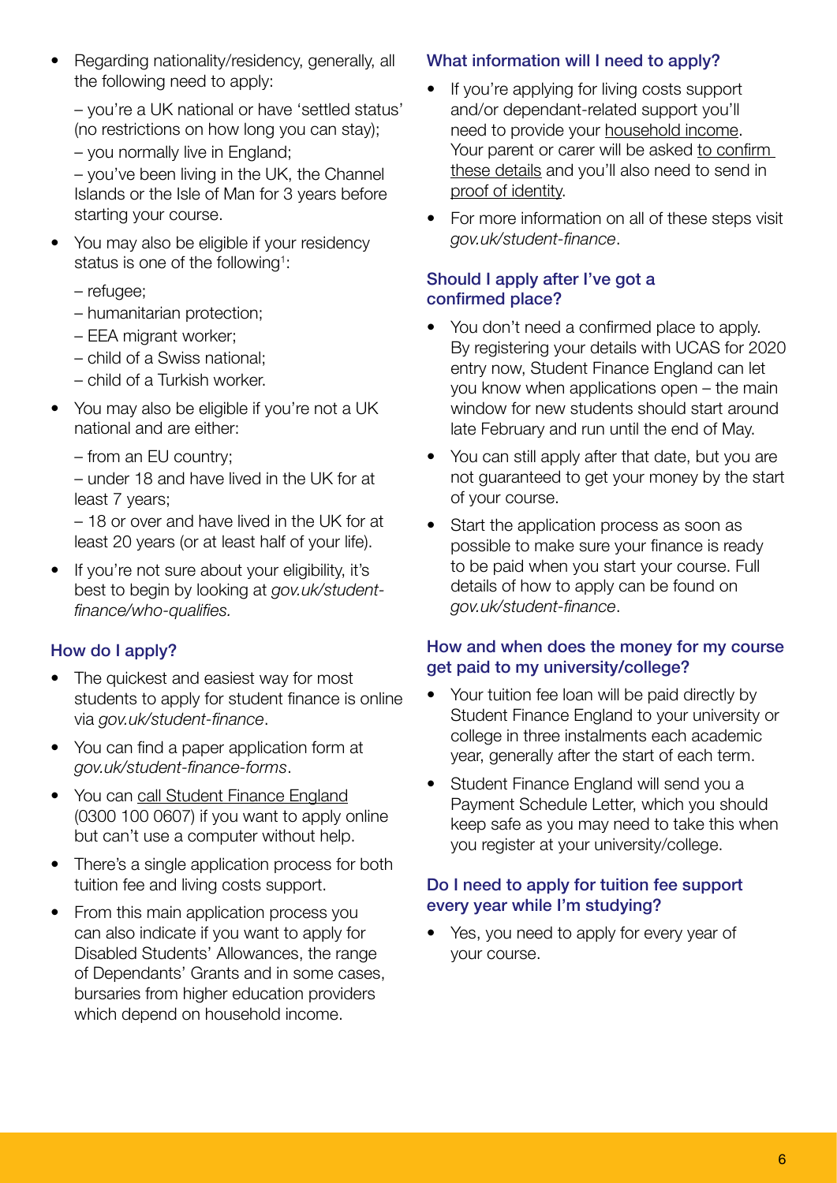- Regarding nationality/residency, generally, all the following need to apply:

  – you're a UK national or have 'settled status' (no restrictions on how long you can stay);
  – you normally live in England;
  – you've been living in the UK, the Channel Islands or the Isle of Man for 3 years before starting your course.

- You may also be eligible if your residency status is one of the following[1]:

  – refugee;
  – humanitarian protection;
  – EEA migrant worker;
  – child of a Swiss national;
  – child of a Turkish worker.

- You may also be eligible if you're not a UK national and are either:

  – from an EU country;
  – under 18 and have lived in the UK for at least 7 years;
  – 18 or over and have lived in the UK for at least 20 years (or at least half of your life).

- If you're not sure about your eligibility, it's best to begin by looking at *gov.uk/student-finance/who-qualifies.*

### How do I apply?

- The quickest and easiest way for most students to apply for student finance is online via *gov.uk/student-finance*.
- You can find a paper application form at *gov.uk/student-finance-forms*.
- You can call Student Finance England (0300 100 0607) if you want to apply online but can't use a computer without help.
- There's a single application process for both tuition fee and living costs support.
- From this main application process you can also indicate if you want to apply for Disabled Students' Allowances, the range of Dependants' Grants and in some cases, bursaries from higher education providers which depend on household income.

### What information will I need to apply?

- If you're applying for living costs support and/or dependant-related support you'll need to provide your household income. Your parent or carer will be asked to confirm these details and you'll also need to send in proof of identity.
- For more information on all of these steps visit *gov.uk/student-finance*.

### Should I apply after I've got a confirmed place?

- You don't need a confirmed place to apply. By registering your details with UCAS for 2020 entry now, Student Finance England can let you know when applications open – the main window for new students should start around late February and run until the end of May.
- You can still apply after that date, but you are not guaranteed to get your money by the start of your course.
- Start the application process as soon as possible to make sure your finance is ready to be paid when you start your course. Full details of how to apply can be found on *gov.uk/student-finance*.

### How and when does the money for my course get paid to my university/college?

- Your tuition fee loan will be paid directly by Student Finance England to your university or college in three instalments each academic year, generally after the start of each term.
- Student Finance England will send you a Payment Schedule Letter, which you should keep safe as you may need to take this when you register at your university/college.

### Do I need to apply for tuition fee support every year while I'm studying?

- Yes, you need to apply for every year of your course.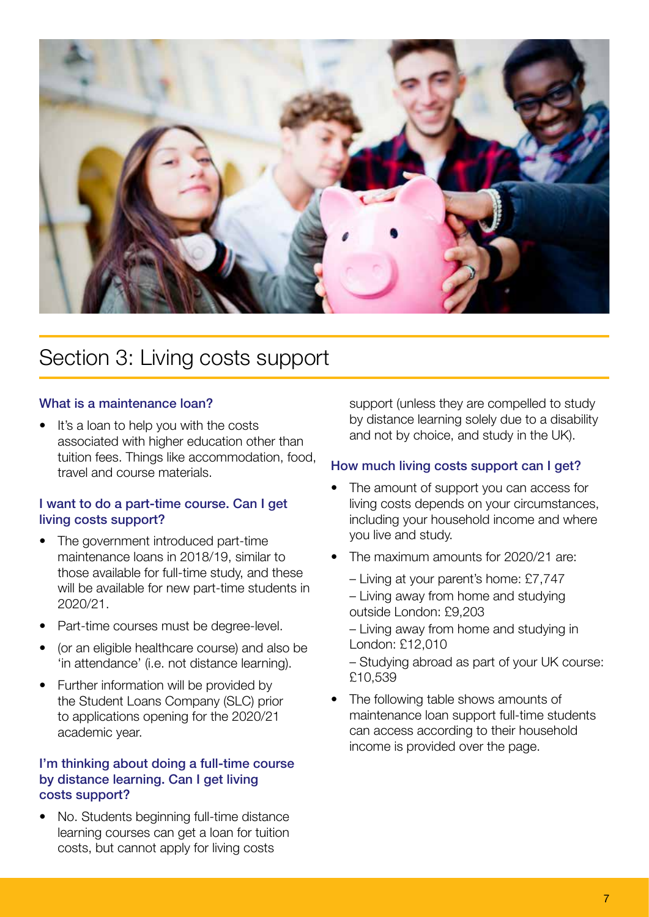# Section 3: Living costs support

### What is a maintenance loan?

- It's a loan to help you with the costs associated with higher education other than tuition fees. Things like accommodation, food, travel and course materials.

### I want to do a part-time course. Can I get living costs support?

- The government introduced part-time maintenance loans in 2018/19, similar to those available for full-time study, and these will be available for new part-time students in 2020/21.
- Part-time courses must be degree-level.
- (or an eligible healthcare course) and also be 'in attendance' (i.e. not distance learning).
- Further information will be provided by the Student Loans Company (SLC) prior to applications opening for the 2020/21 academic year.

### I'm thinking about doing a full-time course by distance learning. Can I get living costs support?

- No. Students beginning full-time distance learning courses can get a loan for tuition costs, but cannot apply for living costs support (unless they are compelled to study by distance learning solely due to a disability and not by choice, and study in the UK).

### How much living costs support can I get?

- The amount of support you can access for living costs depends on your circumstances, including your household income and where you live and study.
- The maximum amounts for 2020/21 are:
  - – Living at your parent's home: £7,747
  - – Living away from home and studying outside London: £9,203
  - – Living away from home and studying in London: £12,010
  - – Studying abroad as part of your UK course: £10,539
- The following table shows amounts of maintenance loan support full-time students can access according to their household income is provided over the page.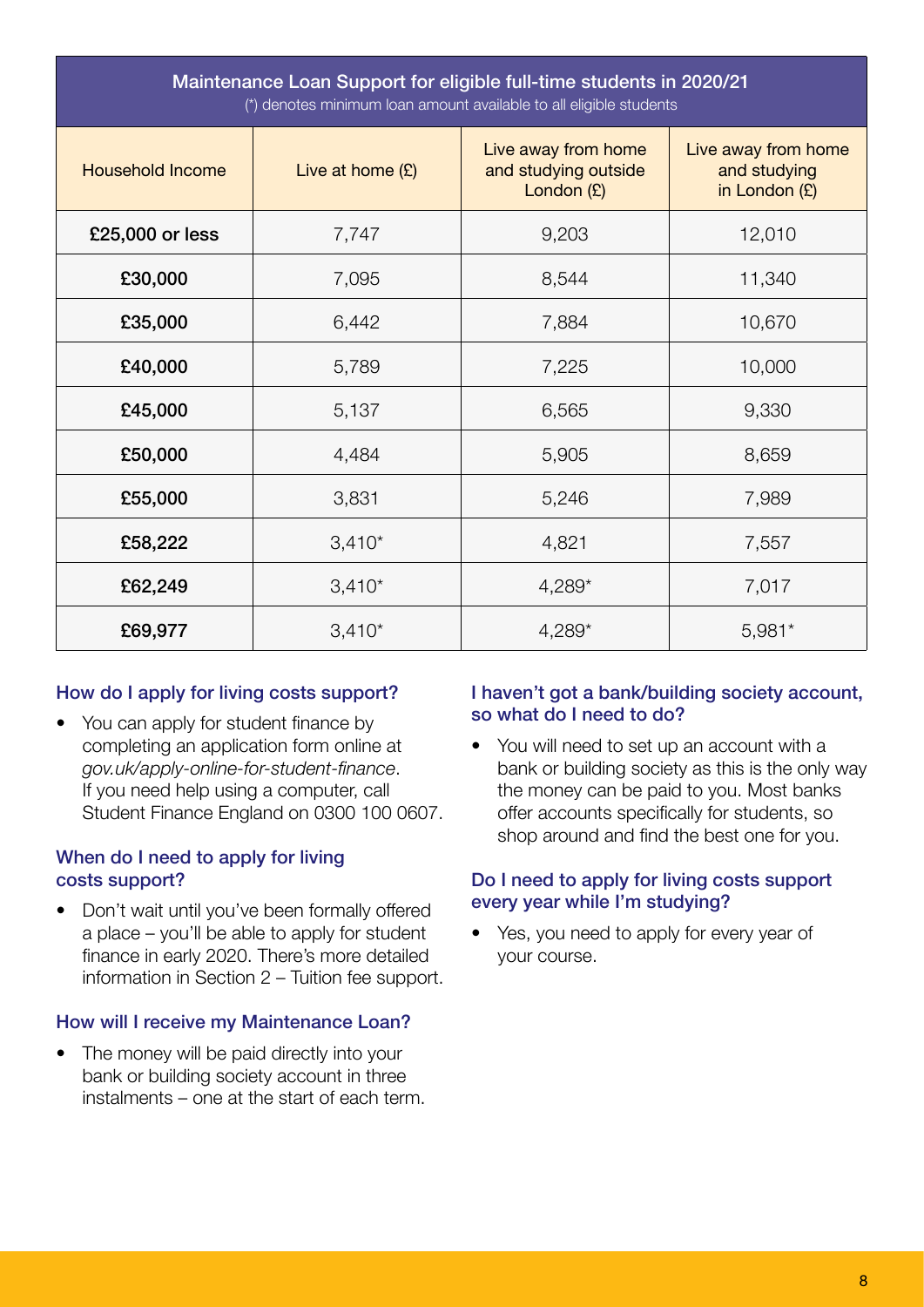| Maintenance Loan Support for eligible full-time students in 2020/21<br>(*) denotes minimum loan amount available to all eligible students | | | |
|---|---|---|---|
| Household Income | Live at home (£) | Live away from home and studying outside London (£) | Live away from home and studying in London (£) |
| **£25,000 or less** | 7,747 | 9,203 | 12,010 |
| **£30,000** | 7,095 | 8,544 | 11,340 |
| **£35,000** | 6,442 | 7,884 | 10,670 |
| **£40,000** | 5,789 | 7,225 | 10,000 |
| **£45,000** | 5,137 | 6,565 | 9,330 |
| **£50,000** | 4,484 | 5,905 | 8,659 |
| **£55,000** | 3,831 | 5,246 | 7,989 |
| **£58,222** | 3,410* | 4,821 | 7,557 |
| **£62,249** | 3,410* | 4,289* | 7,017 |
| **£69,977** | 3,410* | 4,289* | 5,981* |

### How do I apply for living costs support?

- You can apply for student finance by completing an application form online at *gov.uk/apply-online-for-student-finance*. If you need help using a computer, call Student Finance England on 0300 100 0607.

### When do I need to apply for living costs support?

- Don't wait until you've been formally offered a place – you'll be able to apply for student finance in early 2020. There's more detailed information in Section 2 – Tuition fee support.

### How will I receive my Maintenance Loan?

- The money will be paid directly into your bank or building society account in three instalments – one at the start of each term.

### I haven't got a bank/building society account, so what do I need to do?

- You will need to set up an account with a bank or building society as this is the only way the money can be paid to you. Most banks offer accounts specifically for students, so shop around and find the best one for you.

### Do I need to apply for living costs support every year while I'm studying?

- Yes, you need to apply for every year of your course.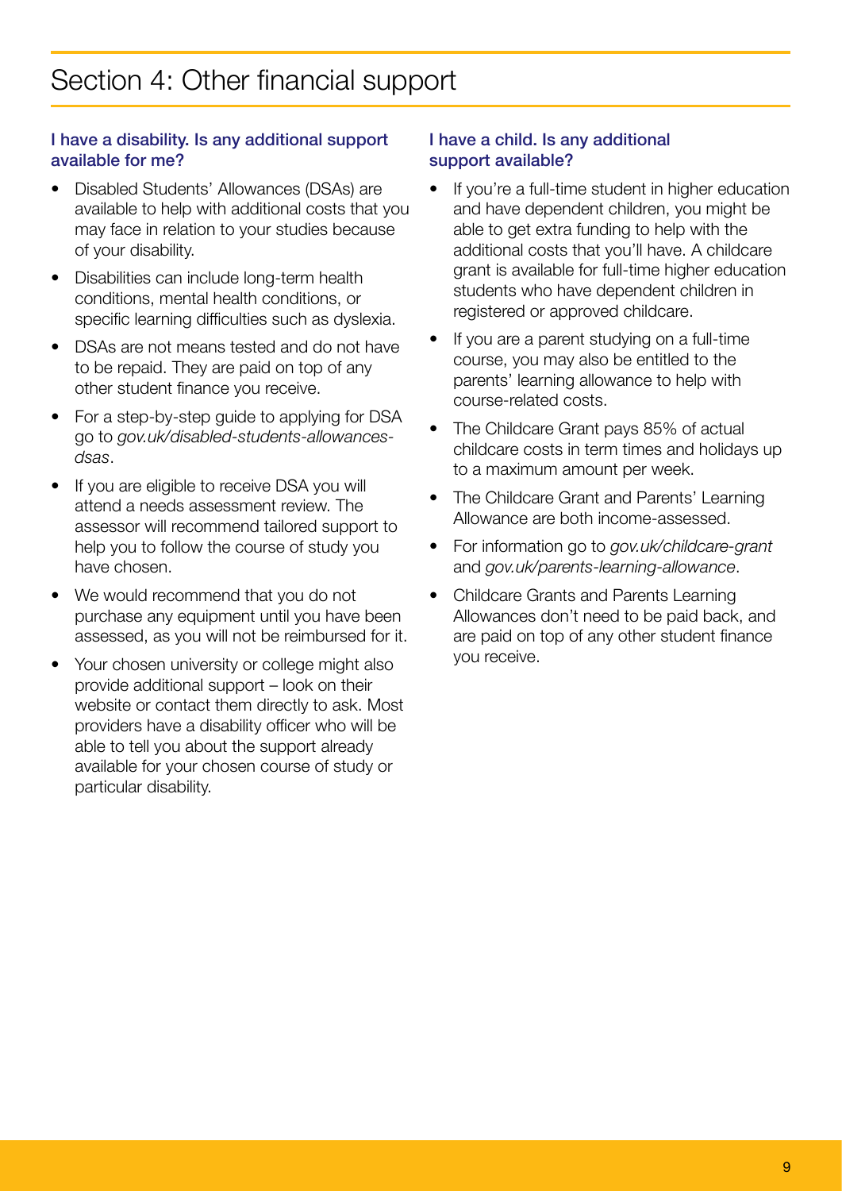# Section 4: Other financial support

## I have a disability. Is any additional support available for me?

- Disabled Students' Allowances (DSAs) are available to help with additional costs that you may face in relation to your studies because of your disability.
- Disabilities can include long-term health conditions, mental health conditions, or specific learning difficulties such as dyslexia.
- DSAs are not means tested and do not have to be repaid. They are paid on top of any other student finance you receive.
- For a step-by-step guide to applying for DSA go to *gov.uk/disabled-students-allowances-dsas*.
- If you are eligible to receive DSA you will attend a needs assessment review. The assessor will recommend tailored support to help you to follow the course of study you have chosen.
- We would recommend that you do not purchase any equipment until you have been assessed, as you will not be reimbursed for it.
- Your chosen university or college might also provide additional support – look on their website or contact them directly to ask. Most providers have a disability officer who will be able to tell you about the support already available for your chosen course of study or particular disability.

## I have a child. Is any additional support available?

- If you're a full-time student in higher education and have dependent children, you might be able to get extra funding to help with the additional costs that you'll have. A childcare grant is available for full-time higher education students who have dependent children in registered or approved childcare.
- If you are a parent studying on a full-time course, you may also be entitled to the parents' learning allowance to help with course-related costs.
- The Childcare Grant pays 85% of actual childcare costs in term times and holidays up to a maximum amount per week.
- The Childcare Grant and Parents' Learning Allowance are both income-assessed.
- For information go to *gov.uk/childcare-grant* and *gov.uk/parents-learning-allowance*.
- Childcare Grants and Parents Learning Allowances don't need to be paid back, and are paid on top of any other student finance you receive.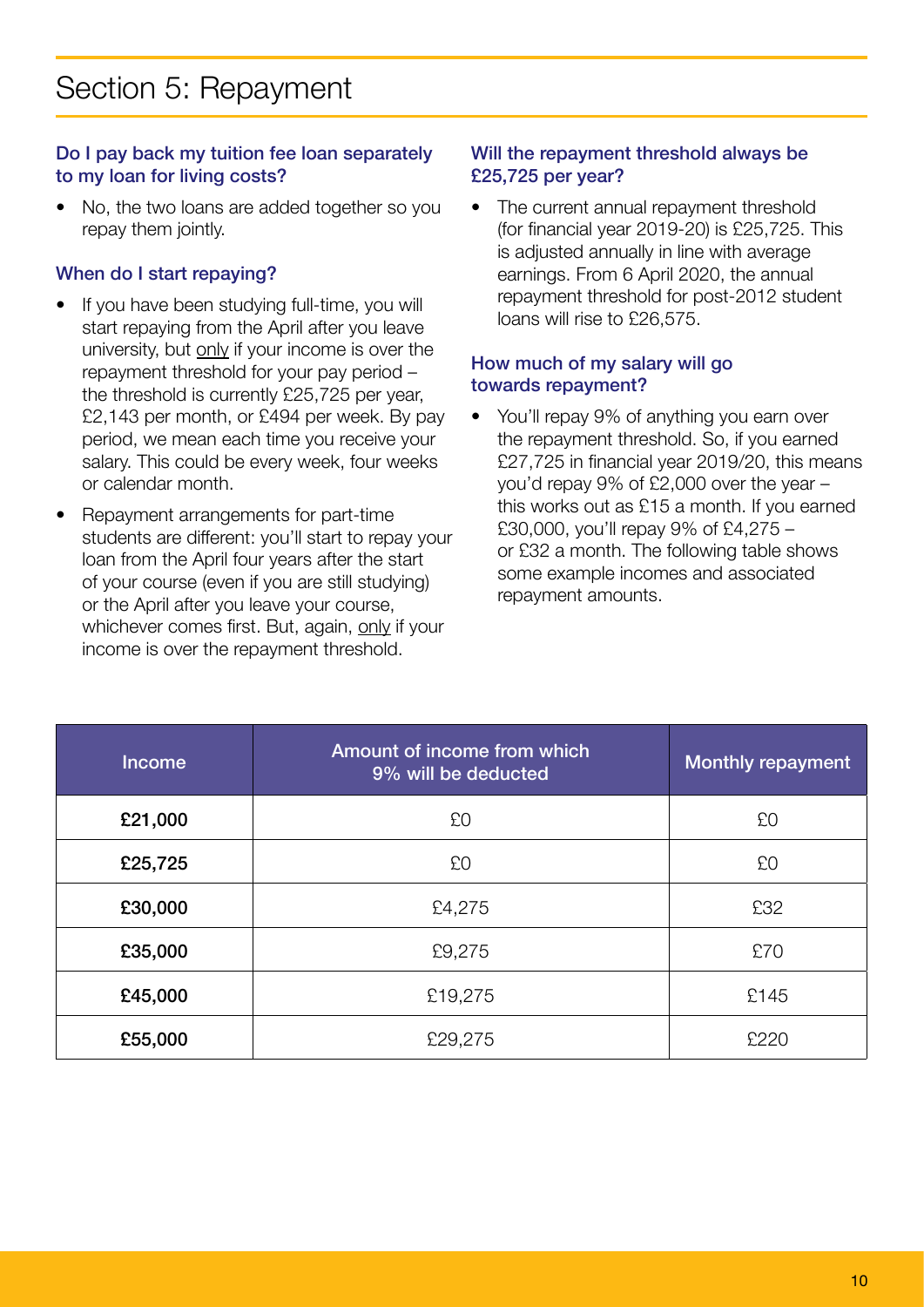# Section 5: Repayment

### Do I pay back my tuition fee loan separately to my loan for living costs?

- No, the two loans are added together so you repay them jointly.

### When do I start repaying?

- If you have been studying full-time, you will start repaying from the April after you leave university, but only if your income is over the repayment threshold for your pay period – the threshold is currently £25,725 per year, £2,143 per month, or £494 per week. By pay period, we mean each time you receive your salary. This could be every week, four weeks or calendar month.
- Repayment arrangements for part-time students are different: you'll start to repay your loan from the April four years after the start of your course (even if you are still studying) or the April after you leave your course, whichever comes first. But, again, only if your income is over the repayment threshold.

### Will the repayment threshold always be £25,725 per year?

- The current annual repayment threshold (for financial year 2019-20) is £25,725. This is adjusted annually in line with average earnings. From 6 April 2020, the annual repayment threshold for post-2012 student loans will rise to £26,575.

### How much of my salary will go towards repayment?

- You'll repay 9% of anything you earn over the repayment threshold. So, if you earned £27,725 in financial year 2019/20, this means you'd repay 9% of £2,000 over the year – this works out as £15 a month. If you earned £30,000, you'll repay 9% of £4,275 – or £32 a month. The following table shows some example incomes and associated repayment amounts.

| Income | Amount of income from which 9% will be deducted | Monthly repayment |
|---|---|---|
| **£21,000** | £0 | £0 |
| **£25,725** | £0 | £0 |
| **£30,000** | £4,275 | £32 |
| **£35,000** | £9,275 | £70 |
| **£45,000** | £19,275 | £145 |
| **£55,000** | £29,275 | £220 |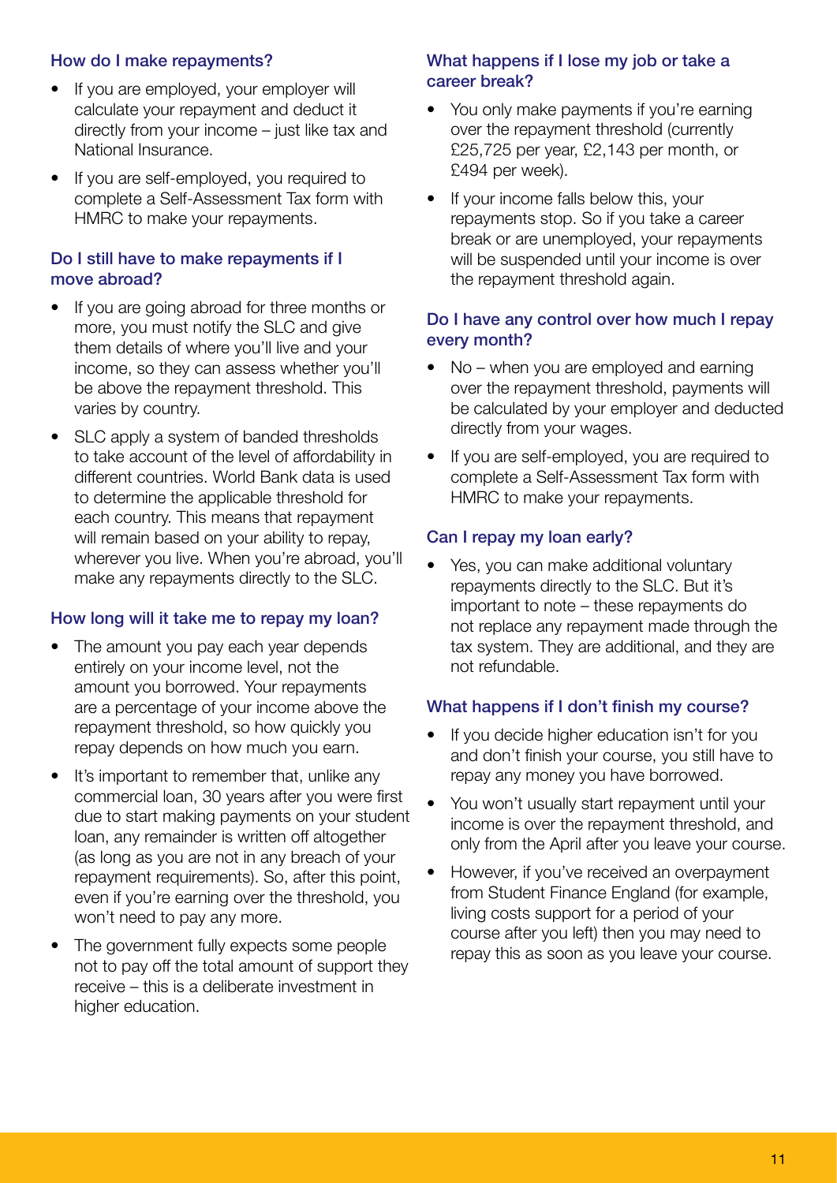### How do I make repayments?

- If you are employed, your employer will calculate your repayment and deduct it directly from your income – just like tax and National Insurance.
- If you are self-employed, you required to complete a Self-Assessment Tax form with HMRC to make your repayments.

### Do I still have to make repayments if I move abroad?

- If you are going abroad for three months or more, you must notify the SLC and give them details of where you'll live and your income, so they can assess whether you'll be above the repayment threshold. This varies by country.
- SLC apply a system of banded thresholds to take account of the level of affordability in different countries. World Bank data is used to determine the applicable threshold for each country. This means that repayment will remain based on your ability to repay, wherever you live. When you're abroad, you'll make any repayments directly to the SLC.

### How long will it take me to repay my loan?

- The amount you pay each year depends entirely on your income level, not the amount you borrowed. Your repayments are a percentage of your income above the repayment threshold, so how quickly you repay depends on how much you earn.
- It's important to remember that, unlike any commercial loan, 30 years after you were first due to start making payments on your student loan, any remainder is written off altogether (as long as you are not in any breach of your repayment requirements). So, after this point, even if you're earning over the threshold, you won't need to pay any more.
- The government fully expects some people not to pay off the total amount of support they receive – this is a deliberate investment in higher education.

### What happens if I lose my job or take a career break?

- You only make payments if you're earning over the repayment threshold (currently £25,725 per year, £2,143 per month, or £494 per week).
- If your income falls below this, your repayments stop. So if you take a career break or are unemployed, your repayments will be suspended until your income is over the repayment threshold again.

### Do I have any control over how much I repay every month?

- No – when you are employed and earning over the repayment threshold, payments will be calculated by your employer and deducted directly from your wages.
- If you are self-employed, you are required to complete a Self-Assessment Tax form with HMRC to make your repayments.

### Can I repay my loan early?

- Yes, you can make additional voluntary repayments directly to the SLC. But it's important to note – these repayments do not replace any repayment made through the tax system. They are additional, and they are not refundable.

### What happens if I don't finish my course?

- If you decide higher education isn't for you and don't finish your course, you still have to repay any money you have borrowed.
- You won't usually start repayment until your income is over the repayment threshold, and only from the April after you leave your course.
- However, if you've received an overpayment from Student Finance England (for example, living costs support for a period of your course after you left) then you may need to repay this as soon as you leave your course.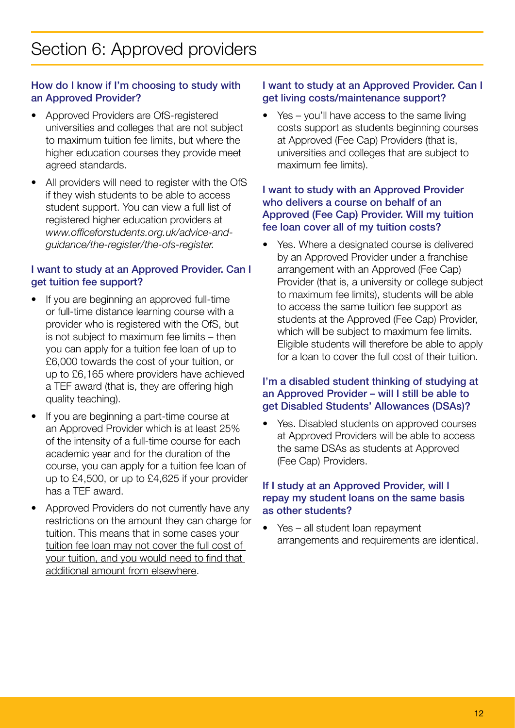# Section 6: Approved providers

### How do I know if I'm choosing to study with an Approved Provider?

- Approved Providers are OfS-registered universities and colleges that are not subject to maximum tuition fee limits, but where the higher education courses they provide meet agreed standards.
- All providers will need to register with the OfS if they wish students to be able to access student support. You can view a full list of registered higher education providers at *www.officeforstudents.org.uk/advice-and-guidance/the-register/the-ofs-register.*

### I want to study at an Approved Provider. Can I get tuition fee support?

- If you are beginning an approved full-time or full-time distance learning course with a provider who is registered with the OfS, but is not subject to maximum fee limits – then you can apply for a tuition fee loan of up to £6,000 towards the cost of your tuition, or up to £6,165 where providers have achieved a TEF award (that is, they are offering high quality teaching).
- If you are beginning a part-time course at an Approved Provider which is at least 25% of the intensity of a full-time course for each academic year and for the duration of the course, you can apply for a tuition fee loan of up to £4,500, or up to £4,625 if your provider has a TEF award.
- Approved Providers do not currently have any restrictions on the amount they can charge for tuition. This means that in some cases your tuition fee loan may not cover the full cost of your tuition, and you would need to find that additional amount from elsewhere.

### I want to study at an Approved Provider. Can I get living costs/maintenance support?

- Yes – you'll have access to the same living costs support as students beginning courses at Approved (Fee Cap) Providers (that is, universities and colleges that are subject to maximum fee limits).

### I want to study with an Approved Provider who delivers a course on behalf of an Approved (Fee Cap) Provider. Will my tuition fee loan cover all of my tuition costs?

- Yes. Where a designated course is delivered by an Approved Provider under a franchise arrangement with an Approved (Fee Cap) Provider (that is, a university or college subject to maximum fee limits), students will be able to access the same tuition fee support as students at the Approved (Fee Cap) Provider, which will be subject to maximum fee limits. Eligible students will therefore be able to apply for a loan to cover the full cost of their tuition.

### I'm a disabled student thinking of studying at an Approved Provider – will I still be able to get Disabled Students' Allowances (DSAs)?

- Yes. Disabled students on approved courses at Approved Providers will be able to access the same DSAs as students at Approved (Fee Cap) Providers.

### If I study at an Approved Provider, will I repay my student loans on the same basis as other students?

- Yes – all student loan repayment arrangements and requirements are identical.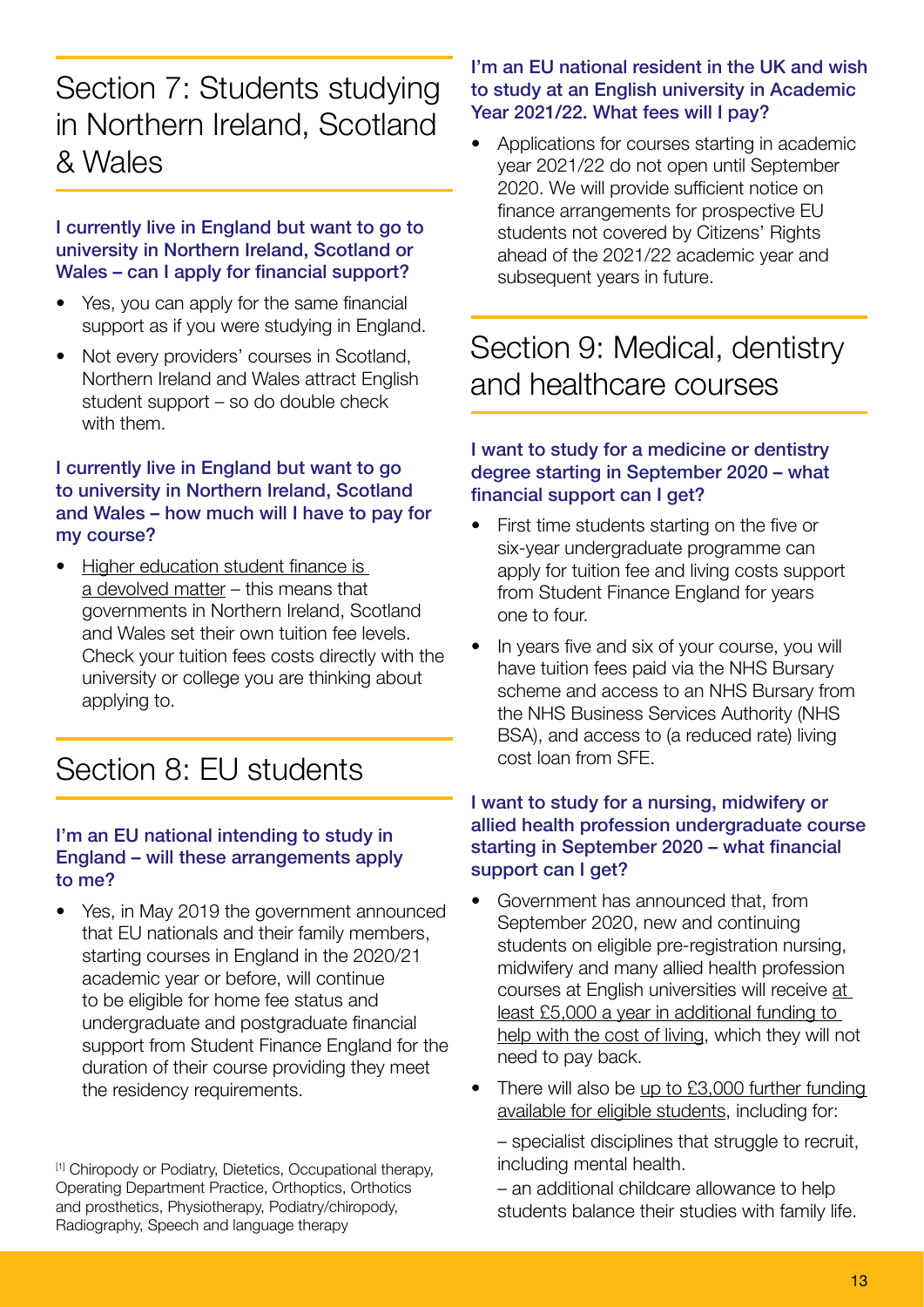# Section 7: Students studying in Northern Ireland, Scotland & Wales

### I currently live in England but want to go to university in Northern Ireland, Scotland or Wales – can I apply for financial support?

- Yes, you can apply for the same financial support as if you were studying in England.
- Not every providers' courses in Scotland, Northern Ireland and Wales attract English student support – so do double check with them.

### I currently live in England but want to go to university in Northern Ireland, Scotland and Wales – how much will I have to pay for my course?

- Higher education student finance is a devolved matter – this means that governments in Northern Ireland, Scotland and Wales set their own tuition fee levels. Check your tuition fees costs directly with the university or college you are thinking about applying to.

# Section 8: EU students

### I'm an EU national intending to study in England – will these arrangements apply to me?

- Yes, in May 2019 the government announced that EU nationals and their family members, starting courses in England in the 2020/21 academic year or before, will continue to be eligible for home fee status and undergraduate and postgraduate financial support from Student Finance England for the duration of their course providing they meet the residency requirements.

### I'm an EU national resident in the UK and wish to study at an English university in Academic Year 2021/22. What fees will I pay?

- Applications for courses starting in academic year 2021/22 do not open until September 2020. We will provide sufficient notice on finance arrangements for prospective EU students not covered by Citizens' Rights ahead of the 2021/22 academic year and subsequent years in future.

# Section 9: Medical, dentistry and healthcare courses

### I want to study for a medicine or dentistry degree starting in September 2020 – what financial support can I get?

- First time students starting on the five or six-year undergraduate programme can apply for tuition fee and living costs support from Student Finance England for years one to four.
- In years five and six of your course, you will have tuition fees paid via the NHS Bursary scheme and access to an NHS Bursary from the NHS Business Services Authority (NHS BSA), and access to (a reduced rate) living cost loan from SFE.

### I want to study for a nursing, midwifery or allied health profession undergraduate course starting in September 2020 – what financial support can I get?

- Government has announced that, from September 2020, new and continuing students on eligible pre-registration nursing, midwifery and many allied health profession courses at English universities will receive at least £5,000 a year in additional funding to help with the cost of living, which they will not need to pay back.
- There will also be up to £3,000 further funding available for eligible students, including for:

  – specialist disciplines that struggle to recruit, including mental health.

  – an additional childcare allowance to help students balance their studies with family life.

[1] Chiropody or Podiatry, Dietetics, Occupational therapy, Operating Department Practice, Orthoptics, Orthotics and prosthetics, Physiotherapy, Podiatry/chiropody, Radiography, Speech and language therapy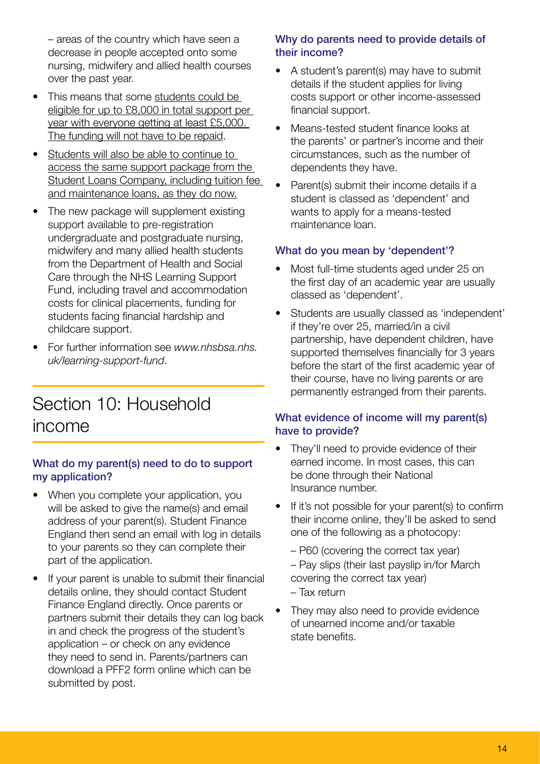– areas of the country which have seen a decrease in people accepted onto some nursing, midwifery and allied health courses over the past year.

- This means that some students could be eligible for up to £8,000 in total support per year with everyone getting at least £5,000. The funding will not have to be repaid.
- Students will also be able to continue to access the same support package from the Student Loans Company, including tuition fee and maintenance loans, as they do now.
- The new package will supplement existing support available to pre-registration undergraduate and postgraduate nursing, midwifery and many allied health students from the Department of Health and Social Care through the NHS Learning Support Fund, including travel and accommodation costs for clinical placements, funding for students facing financial hardship and childcare support.
- For further information see *www.nhsbsa.nhs.uk/learning-support-fund*.

# Section 10: Household income

### What do my parent(s) need to do to support my application?

- When you complete your application, you will be asked to give the name(s) and email address of your parent(s). Student Finance England then send an email with log in details to your parents so they can complete their part of the application.
- If your parent is unable to submit their financial details online, they should contact Student Finance England directly. Once parents or partners submit their details they can log back in and check the progress of the student's application – or check on any evidence they need to send in. Parents/partners can download a PFF2 form online which can be submitted by post.

### Why do parents need to provide details of their income?

- A student's parent(s) may have to submit details if the student applies for living costs support or other income-assessed financial support.
- Means-tested student finance looks at the parents' or partner's income and their circumstances, such as the number of dependents they have.
- Parent(s) submit their income details if a student is classed as 'dependent' and wants to apply for a means-tested maintenance loan.

### What do you mean by 'dependent'?

- Most full-time students aged under 25 on the first day of an academic year are usually classed as 'dependent'.
- Students are usually classed as 'independent' if they're over 25, married/in a civil partnership, have dependent children, have supported themselves financially for 3 years before the start of the first academic year of their course, have no living parents or are permanently estranged from their parents.

### What evidence of income will my parent(s) have to provide?

- They'll need to provide evidence of their earned income. In most cases, this can be done through their National Insurance number.
- If it's not possible for your parent(s) to confirm their income online, they'll be asked to send one of the following as a photocopy:

  – P60 (covering the correct tax year)
  – Pay slips (their last payslip in/for March covering the correct tax year)
  – Tax return

- They may also need to provide evidence of unearned income and/or taxable state benefits.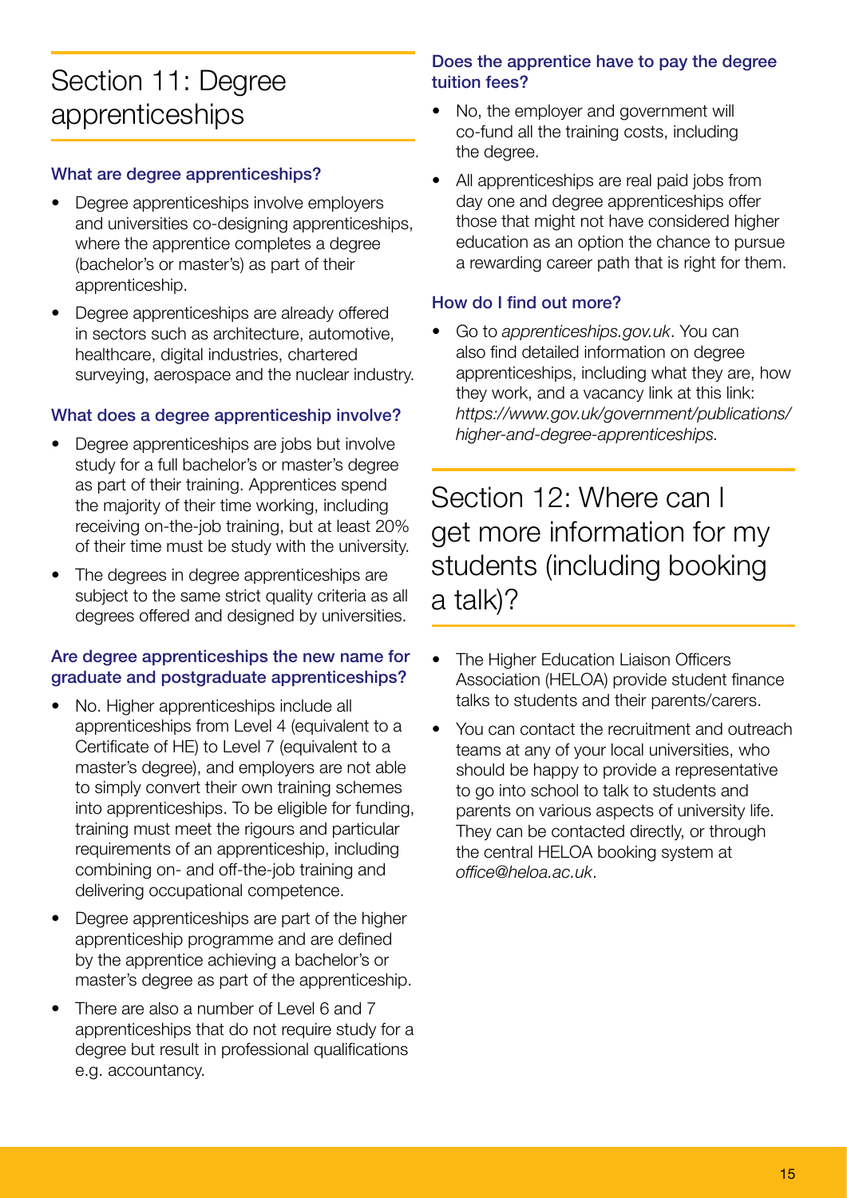# Section 11: Degree apprenticeships

### What are degree apprenticeships?

- Degree apprenticeships involve employers and universities co-designing apprenticeships, where the apprentice completes a degree (bachelor's or master's) as part of their apprenticeship.
- Degree apprenticeships are already offered in sectors such as architecture, automotive, healthcare, digital industries, chartered surveying, aerospace and the nuclear industry.

### What does a degree apprenticeship involve?

- Degree apprenticeships are jobs but involve study for a full bachelor's or master's degree as part of their training. Apprentices spend the majority of their time working, including receiving on-the-job training, but at least 20% of their time must be study with the university.
- The degrees in degree apprenticeships are subject to the same strict quality criteria as all degrees offered and designed by universities.

### Are degree apprenticeships the new name for graduate and postgraduate apprenticeships?

- No. Higher apprenticeships include all apprenticeships from Level 4 (equivalent to a Certificate of HE) to Level 7 (equivalent to a master's degree), and employers are not able to simply convert their own training schemes into apprenticeships. To be eligible for funding, training must meet the rigours and particular requirements of an apprenticeship, including combining on- and off-the-job training and delivering occupational competence.
- Degree apprenticeships are part of the higher apprenticeship programme and are defined by the apprentice achieving a bachelor's or master's degree as part of the apprenticeship.
- There are also a number of Level 6 and 7 apprenticeships that do not require study for a degree but result in professional qualifications e.g. accountancy.

### Does the apprentice have to pay the degree tuition fees?

- No, the employer and government will co-fund all the training costs, including the degree.
- All apprenticeships are real paid jobs from day one and degree apprenticeships offer those that might not have considered higher education as an option the chance to pursue a rewarding career path that is right for them.

### How do I find out more?

- Go to *apprenticeships.gov.uk*. You can also find detailed information on degree apprenticeships, including what they are, how they work, and a vacancy link at this link: *https://www.gov.uk/government/publications/higher-and-degree-apprenticeships.*

# Section 12: Where can I get more information for my students (including booking a talk)?

- The Higher Education Liaison Officers Association (HELOA) provide student finance talks to students and their parents/carers.
- You can contact the recruitment and outreach teams at any of your local universities, who should be happy to provide a representative to go into school to talk to students and parents on various aspects of university life. They can be contacted directly, or through the central HELOA booking system at *office@heloa.ac.uk*.